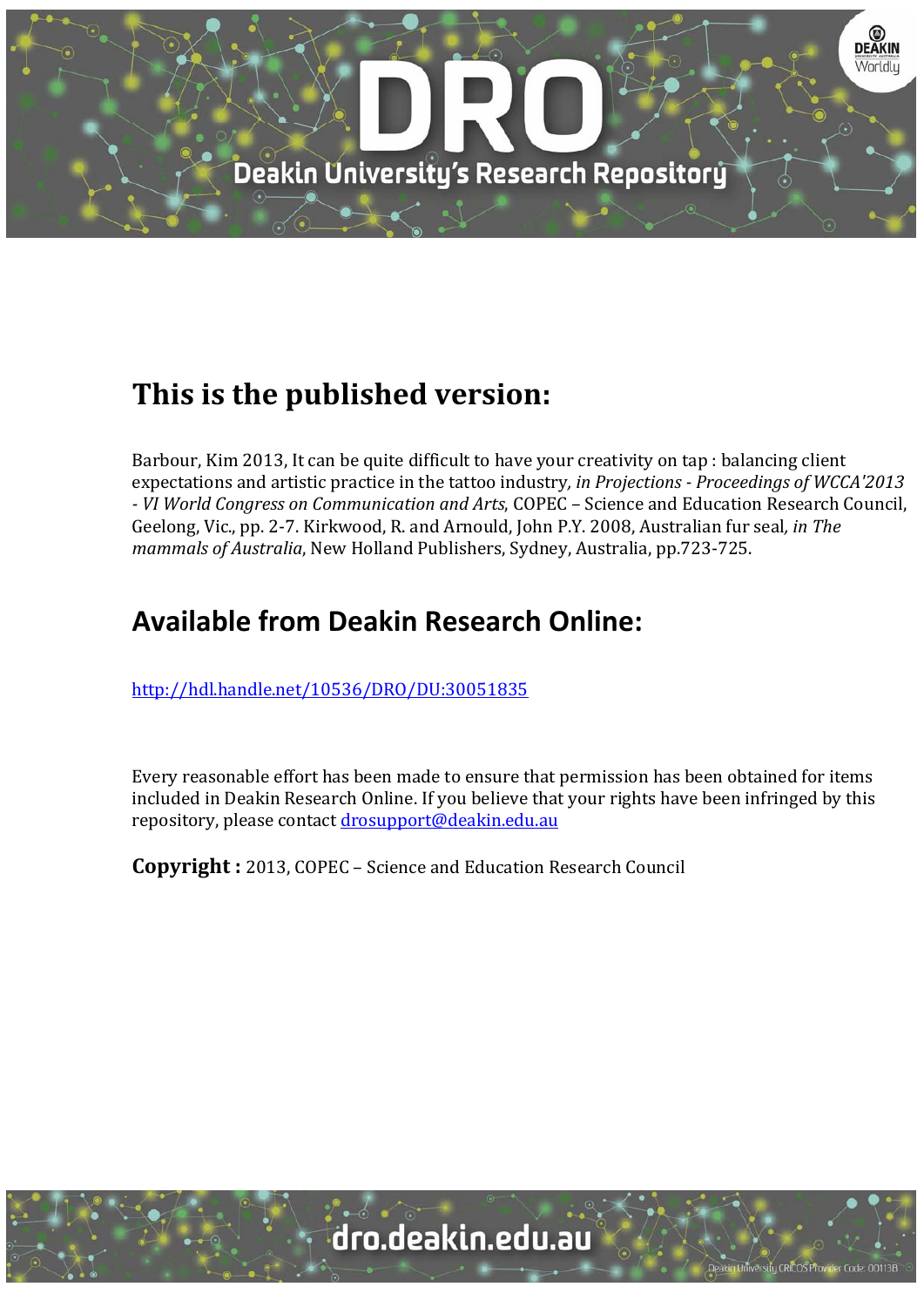# This is the published version:

Barbour, Kim 2013, It can be quite difficult to have your creativity on tap : balancing client expectations and artistic practice in the tattoo industry*, in Projections - Proceedings of WCCA'2013 - VI World Congress on Communication and Arts*, COPEC – Science and Education Research Council, Geelong, Vic., pp. 2-7. Kirkwood, R. and Arnould, John P.Y. 2008, Australian fur seal*, in The mammals of Australia*, New Holland Publishers, Sydney, Australia, pp.723-725.

# Available from Deakin Research Online:

http://hdl.handle.net/10536/DRO/DU:30051835

Every reasonable effort has been made to ensure that permission has been obtained for items included in Deakin Research Online. If you believe that your rights have been infringed by this repository, please contact drosupport@deakin.edu.au

**Copyright :** 2013, COPEC – Science and Education Research Council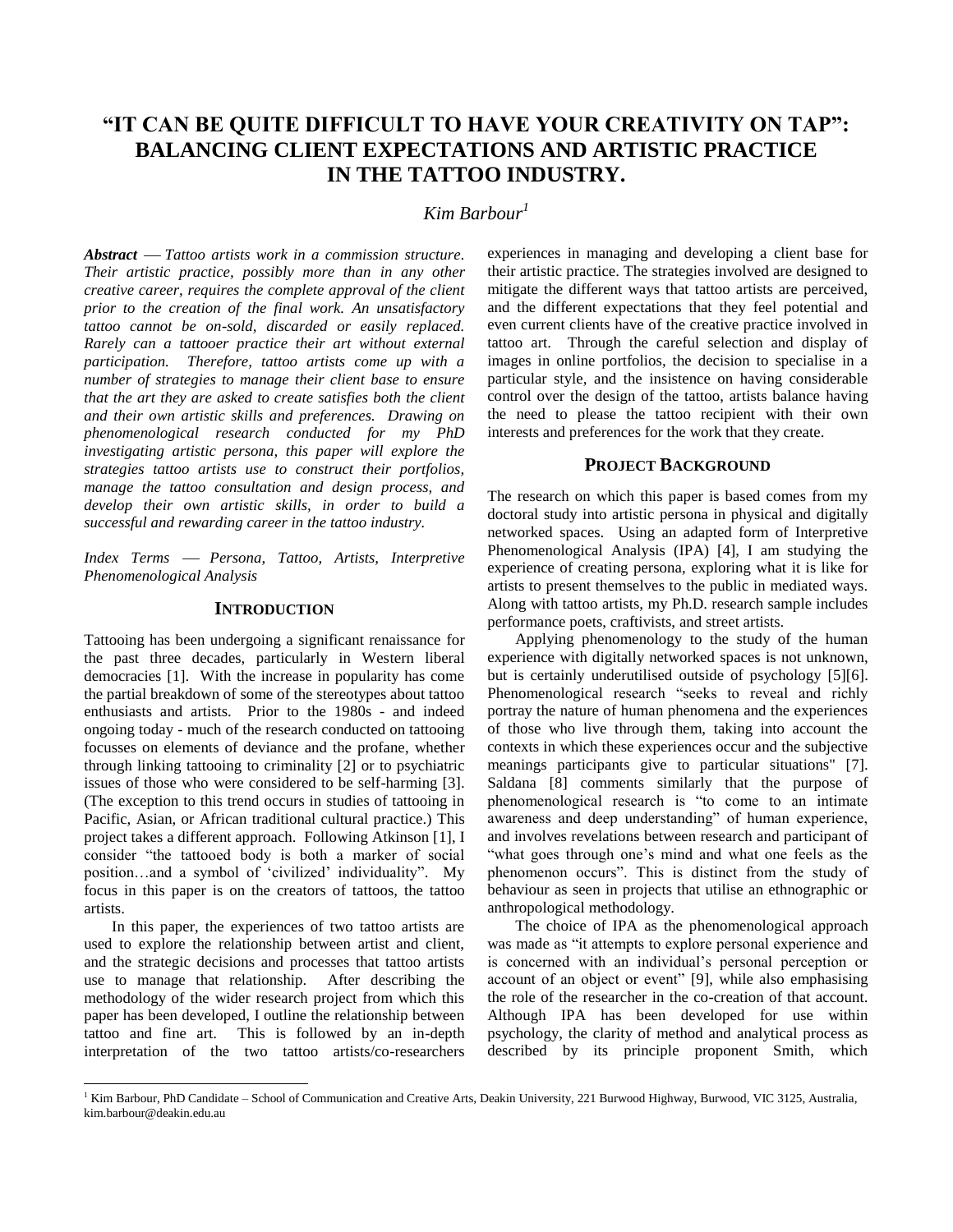# "IT CAN BE QUITE DIFFICULT TO HAVE YOUR CREATIVITY ON TAP": BALANCING CLIENT EXPECTATIONS AND ARTISTIC PRACTICE IN THE TATTOO INDUSTRY.

*Kim Barbour*[1]

***Abstract*** *— Tattoo artists work in a commission structure. Their artistic practice, possibly more than in any other creative career, requires the complete approval of the client prior to the creation of the final work. An unsatisfactory tattoo cannot be on-sold, discarded or easily replaced. Rarely can a tattooer practice their art without external participation. Therefore, tattoo artists come up with a number of strategies to manage their client base to ensure that the art they are asked to create satisfies both the client and their own artistic skills and preferences. Drawing on phenomenological research conducted for my PhD investigating artistic persona, this paper will explore the strategies tattoo artists use to construct their portfolios, manage the tattoo consultation and design process, and develop their own artistic skills, in order to build a successful and rewarding career in the tattoo industry.*

*Index Terms — Persona, Tattoo, Artists, Interpretive Phenomenological Analysis*

## INTRODUCTION

Tattooing has been undergoing a significant renaissance for the past three decades, particularly in Western liberal democracies [1]. With the increase in popularity has come the partial breakdown of some of the stereotypes about tattoo enthusiasts and artists. Prior to the 1980s - and indeed ongoing today - much of the research conducted on tattooing focusses on elements of deviance and the profane, whether through linking tattooing to criminality [2] or to psychiatric issues of those who were considered to be self-harming [3]. (The exception to this trend occurs in studies of tattooing in Pacific, Asian, or African traditional cultural practice.) This project takes a different approach. Following Atkinson [1], I consider "the tattooed body is both a marker of social position…and a symbol of 'civilized' individuality". My focus in this paper is on the creators of tattoos, the tattoo artists.

In this paper, the experiences of two tattoo artists are used to explore the relationship between artist and client, and the strategic decisions and processes that tattoo artists use to manage that relationship. After describing the methodology of the wider research project from which this paper has been developed, I outline the relationship between tattoo and fine art. This is followed by an in-depth interpretation of the two tattoo artists/co-researchers experiences in managing and developing a client base for their artistic practice. The strategies involved are designed to mitigate the different ways that tattoo artists are perceived, and the different expectations that they feel potential and even current clients have of the creative practice involved in tattoo art. Through the careful selection and display of images in online portfolios, the decision to specialise in a particular style, and the insistence on having considerable control over the design of the tattoo, artists balance having the need to please the tattoo recipient with their own interests and preferences for the work that they create.

## PROJECT BACKGROUND

The research on which this paper is based comes from my doctoral study into artistic persona in physical and digitally networked spaces. Using an adapted form of Interpretive Phenomenological Analysis (IPA) [4], I am studying the experience of creating persona, exploring what it is like for artists to present themselves to the public in mediated ways. Along with tattoo artists, my Ph.D. research sample includes performance poets, craftivists, and street artists.

Applying phenomenology to the study of the human experience with digitally networked spaces is not unknown, but is certainly underutilised outside of psychology [5][6]. Phenomenological research "seeks to reveal and richly portray the nature of human phenomena and the experiences of those who live through them, taking into account the contexts in which these experiences occur and the subjective meanings participants give to particular situations" [7]. Saldana [8] comments similarly that the purpose of phenomenological research is "to come to an intimate awareness and deep understanding" of human experience, and involves revelations between research and participant of "what goes through one's mind and what one feels as the phenomenon occurs". This is distinct from the study of behaviour as seen in projects that utilise an ethnographic or anthropological methodology.

The choice of IPA as the phenomenological approach was made as "it attempts to explore personal experience and is concerned with an individual's personal perception or account of an object or event" [9], while also emphasising the role of the researcher in the co-creation of that account. Although IPA has been developed for use within psychology, the clarity of method and analytical process as described by its principle proponent Smith, which

[1] Kim Barbour, PhD Candidate – School of Communication and Creative Arts, Deakin University, 221 Burwood Highway, Burwood, VIC 3125, Australia, kim.barbour@deakin.edu.au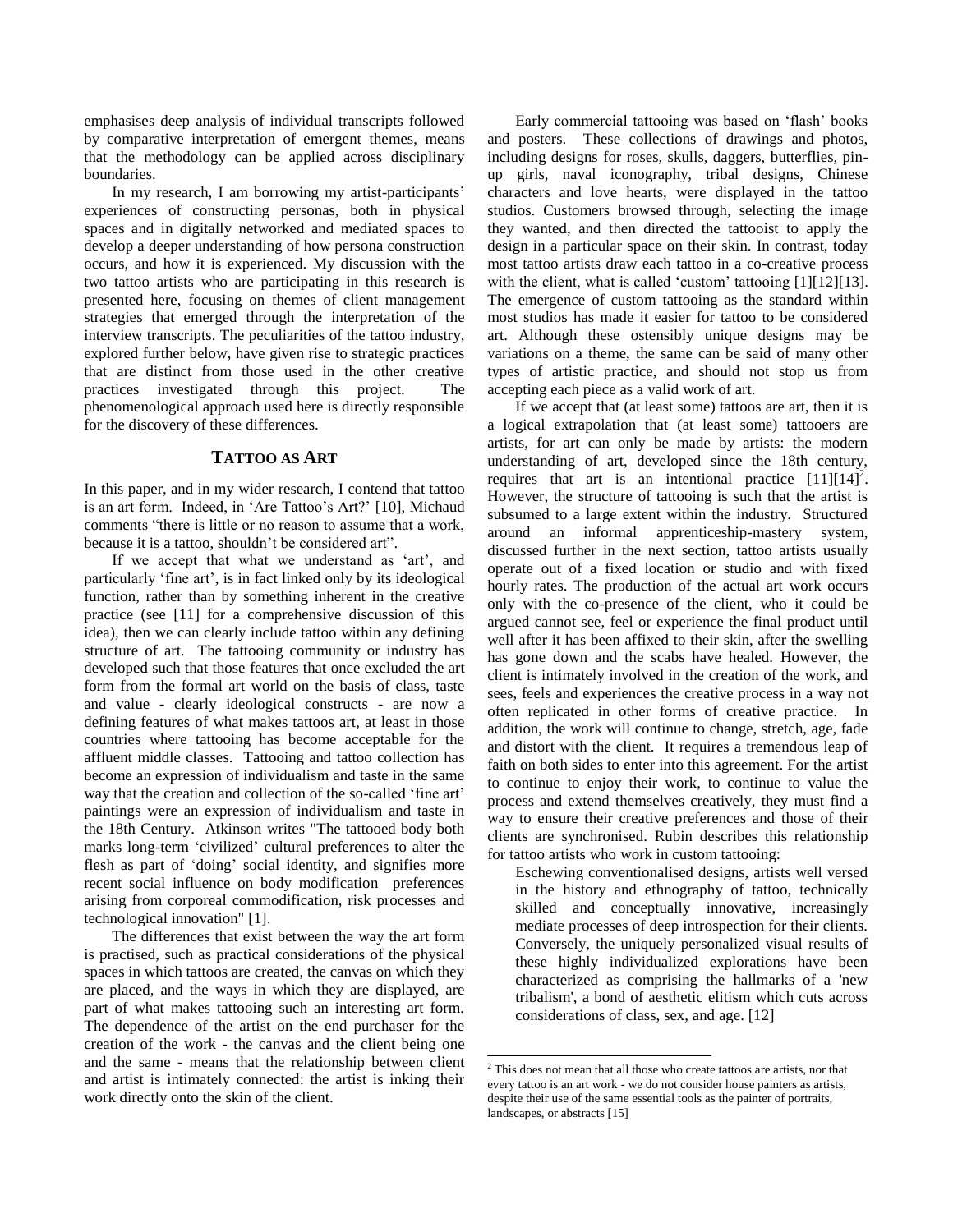emphasises deep analysis of individual transcripts followed by comparative interpretation of emergent themes, means that the methodology can be applied across disciplinary boundaries.

In my research, I am borrowing my artist-participants' experiences of constructing personas, both in physical spaces and in digitally networked and mediated spaces to develop a deeper understanding of how persona construction occurs, and how it is experienced. My discussion with the two tattoo artists who are participating in this research is presented here, focusing on themes of client management strategies that emerged through the interpretation of the interview transcripts. The peculiarities of the tattoo industry, explored further below, have given rise to strategic practices that are distinct from those used in the other creative practices investigated through this project. The phenomenological approach used here is directly responsible for the discovery of these differences.

## TATTOO AS ART

In this paper, and in my wider research, I contend that tattoo is an art form. Indeed, in 'Are Tattoo's Art?' [10], Michaud comments "there is little or no reason to assume that a work, because it is a tattoo, shouldn't be considered art".

If we accept that what we understand as 'art', and particularly 'fine art', is in fact linked only by its ideological function, rather than by something inherent in the creative practice (see [11] for a comprehensive discussion of this idea), then we can clearly include tattoo within any defining structure of art. The tattooing community or industry has developed such that those features that once excluded the art form from the formal art world on the basis of class, taste and value - clearly ideological constructs - are now a defining features of what makes tattoos art, at least in those countries where tattooing has become acceptable for the affluent middle classes. Tattooing and tattoo collection has become an expression of individualism and taste in the same way that the creation and collection of the so-called 'fine art' paintings were an expression of individualism and taste in the 18th Century. Atkinson writes "The tattooed body both marks long-term 'civilized' cultural preferences to alter the flesh as part of 'doing' social identity, and signifies more recent social influence on body modification preferences arising from corporeal commodification, risk processes and technological innovation" [1].

The differences that exist between the way the art form is practised, such as practical considerations of the physical spaces in which tattoos are created, the canvas on which they are placed, and the ways in which they are displayed, are part of what makes tattooing such an interesting art form. The dependence of the artist on the end purchaser for the creation of the work - the canvas and the client being one and the same - means that the relationship between client and artist is intimately connected: the artist is inking their work directly onto the skin of the client.

Early commercial tattooing was based on 'flash' books and posters. These collections of drawings and photos, including designs for roses, skulls, daggers, butterflies, pin-up girls, naval iconography, tribal designs, Chinese characters and love hearts, were displayed in the tattoo studios. Customers browsed through, selecting the image they wanted, and then directed the tattooist to apply the design in a particular space on their skin. In contrast, today most tattoo artists draw each tattoo in a co-creative process with the client, what is called 'custom' tattooing [1][12][13]. The emergence of custom tattooing as the standard within most studios has made it easier for tattoo to be considered art. Although these ostensibly unique designs may be variations on a theme, the same can be said of many other types of artistic practice, and should not stop us from accepting each piece as a valid work of art.

If we accept that (at least some) tattoos are art, then it is a logical extrapolation that (at least some) tattooers are artists, for art can only be made by artists: the modern understanding of art, developed since the 18th century, requires that art is an intentional practice [11][14][2]. However, the structure of tattooing is such that the artist is subsumed to a large extent within the industry. Structured around an informal apprenticeship-mastery system, discussed further in the next section, tattoo artists usually operate out of a fixed location or studio and with fixed hourly rates. The production of the actual art work occurs only with the co-presence of the client, who it could be argued cannot see, feel or experience the final product until well after it has been affixed to their skin, after the swelling has gone down and the scabs have healed. However, the client is intimately involved in the creation of the work, and sees, feels and experiences the creative process in a way not often replicated in other forms of creative practice. In addition, the work will continue to change, stretch, age, fade and distort with the client. It requires a tremendous leap of faith on both sides to enter into this agreement. For the artist to continue to enjoy their work, to continue to value the process and extend themselves creatively, they must find a way to ensure their creative preferences and those of their clients are synchronised. Rubin describes this relationship for tattoo artists who work in custom tattooing:

> Eschewing conventionalised designs, artists well versed in the history and ethnography of tattoo, technically skilled and conceptually innovative, increasingly mediate processes of deep introspection for their clients. Conversely, the uniquely personalized visual results of these highly individualized explorations have been characterized as comprising the hallmarks of a 'new tribalism', a bond of aesthetic elitism which cuts across considerations of class, sex, and age. [12]

[2] This does not mean that all those who create tattoos are artists, nor that every tattoo is an art work - we do not consider house painters as artists, despite their use of the same essential tools as the painter of portraits, landscapes, or abstracts [15]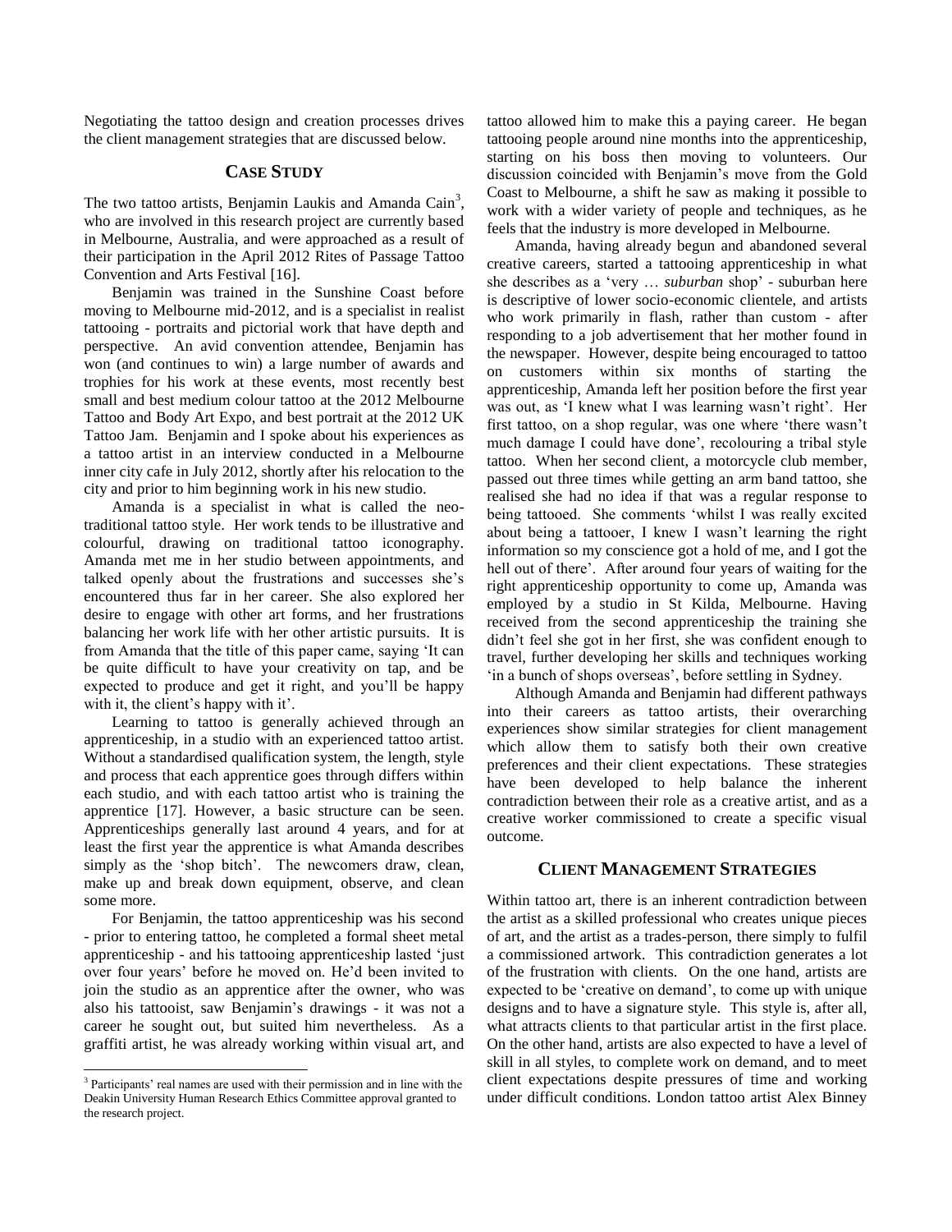Negotiating the tattoo design and creation processes drives the client management strategies that are discussed below.

## CASE STUDY

The two tattoo artists, Benjamin Laukis and Amanda Cain[3], who are involved in this research project are currently based in Melbourne, Australia, and were approached as a result of their participation in the April 2012 Rites of Passage Tattoo Convention and Arts Festival [16].

Benjamin was trained in the Sunshine Coast before moving to Melbourne mid-2012, and is a specialist in realist tattooing - portraits and pictorial work that have depth and perspective. An avid convention attendee, Benjamin has won (and continues to win) a large number of awards and trophies for his work at these events, most recently best small and best medium colour tattoo at the 2012 Melbourne Tattoo and Body Art Expo, and best portrait at the 2012 UK Tattoo Jam. Benjamin and I spoke about his experiences as a tattoo artist in an interview conducted in a Melbourne inner city cafe in July 2012, shortly after his relocation to the city and prior to him beginning work in his new studio.

Amanda is a specialist in what is called the neo-traditional tattoo style. Her work tends to be illustrative and colourful, drawing on traditional tattoo iconography. Amanda met me in her studio between appointments, and talked openly about the frustrations and successes she's encountered thus far in her career. She also explored her desire to engage with other art forms, and her frustrations balancing her work life with her other artistic pursuits. It is from Amanda that the title of this paper came, saying 'It can be quite difficult to have your creativity on tap, and be expected to produce and get it right, and you'll be happy with it, the client's happy with it'.

Learning to tattoo is generally achieved through an apprenticeship, in a studio with an experienced tattoo artist. Without a standardised qualification system, the length, style and process that each apprentice goes through differs within each studio, and with each tattoo artist who is training the apprentice [17]. However, a basic structure can be seen. Apprenticeships generally last around 4 years, and for at least the first year the apprentice is what Amanda describes simply as the 'shop bitch'. The newcomers draw, clean, make up and break down equipment, observe, and clean some more.

For Benjamin, the tattoo apprenticeship was his second - prior to entering tattoo, he completed a formal sheet metal apprenticeship - and his tattooing apprenticeship lasted 'just over four years' before he moved on. He'd been invited to join the studio as an apprentice after the owner, who was also his tattooist, saw Benjamin's drawings - it was not a career he sought out, but suited him nevertheless. As a graffiti artist, he was already working within visual art, and tattoo allowed him to make this a paying career. He began tattooing people around nine months into the apprenticeship, starting on his boss then moving to volunteers. Our discussion coincided with Benjamin's move from the Gold Coast to Melbourne, a shift he saw as making it possible to work with a wider variety of people and techniques, as he feels that the industry is more developed in Melbourne.

Amanda, having already begun and abandoned several creative careers, started a tattooing apprenticeship in what she describes as a 'very … *suburban* shop' - suburban here is descriptive of lower socio-economic clientele, and artists who work primarily in flash, rather than custom - after responding to a job advertisement that her mother found in the newspaper. However, despite being encouraged to tattoo on customers within six months of starting the apprenticeship, Amanda left her position before the first year was out, as 'I knew what I was learning wasn't right'. Her first tattoo, on a shop regular, was one where 'there wasn't much damage I could have done', recolouring a tribal style tattoo. When her second client, a motorcycle club member, passed out three times while getting an arm band tattoo, she realised she had no idea if that was a regular response to being tattooed. She comments 'whilst I was really excited about being a tattooer, I knew I wasn't learning the right information so my conscience got a hold of me, and I got the hell out of there'. After around four years of waiting for the right apprenticeship opportunity to come up, Amanda was employed by a studio in St Kilda, Melbourne. Having received from the second apprenticeship the training she didn't feel she got in her first, she was confident enough to travel, further developing her skills and techniques working 'in a bunch of shops overseas', before settling in Sydney.

Although Amanda and Benjamin had different pathways into their careers as tattoo artists, their overarching experiences show similar strategies for client management which allow them to satisfy both their own creative preferences and their client expectations. These strategies have been developed to help balance the inherent contradiction between their role as a creative artist, and as a creative worker commissioned to create a specific visual outcome.

## CLIENT MANAGEMENT STRATEGIES

Within tattoo art, there is an inherent contradiction between the artist as a skilled professional who creates unique pieces of art, and the artist as a trades-person, there simply to fulfil a commissioned artwork. This contradiction generates a lot of the frustration with clients. On the one hand, artists are expected to be 'creative on demand', to come up with unique designs and to have a signature style. This style is, after all, what attracts clients to that particular artist in the first place. On the other hand, artists are also expected to have a level of skill in all styles, to complete work on demand, and to meet client expectations despite pressures of time and working under difficult conditions. London tattoo artist Alex Binney

[3] Participants' real names are used with their permission and in line with the Deakin University Human Research Ethics Committee approval granted to the research project.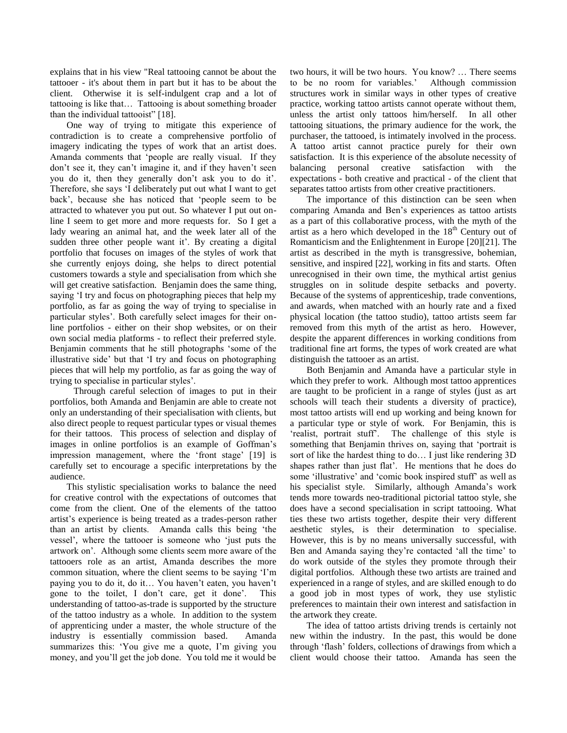explains that in his view "Real tattooing cannot be about the tattooer - it's about them in part but it has to be about the client. Otherwise it is self-indulgent crap and a lot of tattooing is like that… Tattooing is about something broader than the individual tattooist" [18].

One way of trying to mitigate this experience of contradiction is to create a comprehensive portfolio of imagery indicating the types of work that an artist does. Amanda comments that 'people are really visual. If they don't see it, they can't imagine it, and if they haven't seen you do it, then they generally don't ask you to do it'. Therefore, she says 'I deliberately put out what I want to get back', because she has noticed that 'people seem to be attracted to whatever you put out. So whatever I put out on-line I seem to get more and more requests for. So I get a lady wearing an animal hat, and the week later all of the sudden three other people want it'. By creating a digital portfolio that focuses on images of the styles of work that she currently enjoys doing, she helps to direct potential customers towards a style and specialisation from which she will get creative satisfaction. Benjamin does the same thing, saying 'I try and focus on photographing pieces that help my portfolio, as far as going the way of trying to specialise in particular styles'. Both carefully select images for their on-line portfolios - either on their shop websites, or on their own social media platforms - to reflect their preferred style. Benjamin comments that he still photographs 'some of the illustrative side' but that 'I try and focus on photographing pieces that will help my portfolio, as far as going the way of trying to specialise in particular styles'.

Through careful selection of images to put in their portfolios, both Amanda and Benjamin are able to create not only an understanding of their specialisation with clients, but also direct people to request particular types or visual themes for their tattoos. This process of selection and display of images in online portfolios is an example of Goffman's impression management, where the 'front stage' [19] is carefully set to encourage a specific interpretations by the audience.

This stylistic specialisation works to balance the need for creative control with the expectations of outcomes that come from the client. One of the elements of the tattoo artist's experience is being treated as a trades-person rather than an artist by clients. Amanda calls this being 'the vessel', where the tattooer is someone who 'just puts the artwork on'. Although some clients seem more aware of the tattooers role as an artist, Amanda describes the more common situation, where the client seems to be saying 'I'm paying you to do it, do it… You haven't eaten, you haven't gone to the toilet, I don't care, get it done'. This understanding of tattoo-as-trade is supported by the structure of the tattoo industry as a whole. In addition to the system of apprenticing under a master, the whole structure of the industry is essentially commission based. Amanda summarizes this: 'You give me a quote, I'm giving you money, and you'll get the job done. You told me it would be two hours, it will be two hours. You know? … There seems to be no room for variables.' Although commission structures work in similar ways in other types of creative practice, working tattoo artists cannot operate without them, unless the artist only tattoos him/herself. In all other tattooing situations, the primary audience for the work, the purchaser, the tattooed, is intimately involved in the process. A tattoo artist cannot practice purely for their own satisfaction. It is this experience of the absolute necessity of balancing personal creative satisfaction with the expectations - both creative and practical - of the client that separates tattoo artists from other creative practitioners.

The importance of this distinction can be seen when comparing Amanda and Ben's experiences as tattoo artists as a part of this collaborative process, with the myth of the artist as a hero which developed in the 18th Century out of Romanticism and the Enlightenment in Europe [20][21]. The artist as described in the myth is transgressive, bohemian, sensitive, and inspired [22], working in fits and starts. Often unrecognised in their own time, the mythical artist genius struggles on in solitude despite setbacks and poverty. Because of the systems of apprenticeship, trade conventions, and awards, when matched with an hourly rate and a fixed physical location (the tattoo studio), tattoo artists seem far removed from this myth of the artist as hero. However, despite the apparent differences in working conditions from traditional fine art forms, the types of work created are what distinguish the tattooer as an artist.

Both Benjamin and Amanda have a particular style in which they prefer to work. Although most tattoo apprentices are taught to be proficient in a range of styles (just as art schools will teach their students a diversity of practice), most tattoo artists will end up working and being known for a particular type or style of work. For Benjamin, this is 'realist, portrait stuff'. The challenge of this style is something that Benjamin thrives on, saying that 'portrait is sort of like the hardest thing to do… I just like rendering 3D shapes rather than just flat'. He mentions that he does do some 'illustrative' and 'comic book inspired stuff' as well as his specialist style. Similarly, although Amanda's work tends more towards neo-traditional pictorial tattoo style, she does have a second specialisation in script tattooing. What ties these two artists together, despite their very different aesthetic styles, is their determination to specialise. However, this is by no means universally successful, with Ben and Amanda saying they're contacted 'all the time' to do work outside of the styles they promote through their digital portfolios. Although these two artists are trained and experienced in a range of styles, and are skilled enough to do a good job in most types of work, they use stylistic preferences to maintain their own interest and satisfaction in the artwork they create.

The idea of tattoo artists driving trends is certainly not new within the industry. In the past, this would be done through 'flash' folders, collections of drawings from which a client would choose their tattoo. Amanda has seen the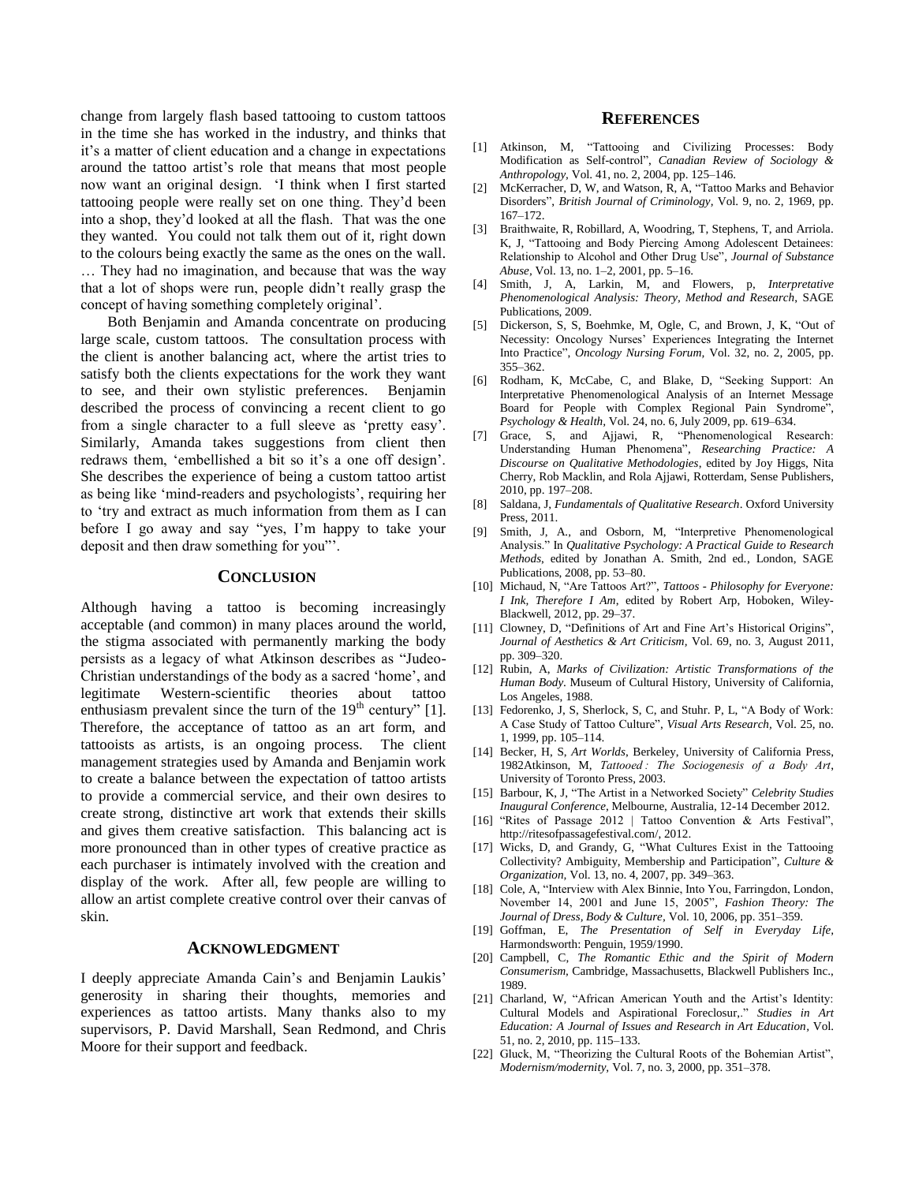change from largely flash based tattooing to custom tattoos in the time she has worked in the industry, and thinks that it's a matter of client education and a change in expectations around the tattoo artist's role that means that most people now want an original design. 'I think when I first started tattooing people were really set on one thing. They'd been into a shop, they'd looked at all the flash. That was the one they wanted. You could not talk them out of it, right down to the colours being exactly the same as the ones on the wall. … They had no imagination, and because that was the way that a lot of shops were run, people didn't really grasp the concept of having something completely original'.

Both Benjamin and Amanda concentrate on producing large scale, custom tattoos. The consultation process with the client is another balancing act, where the artist tries to satisfy both the clients expectations for the work they want to see, and their own stylistic preferences. Benjamin described the process of convincing a recent client to go from a single character to a full sleeve as 'pretty easy'. Similarly, Amanda takes suggestions from client then redraws them, 'embellished a bit so it's a one off design'. She describes the experience of being a custom tattoo artist as being like 'mind-readers and psychologists', requiring her to 'try and extract as much information from them as I can before I go away and say "yes, I'm happy to take your deposit and then draw something for you"'.

## Conclusion

Although having a tattoo is becoming increasingly acceptable (and common) in many places around the world, the stigma associated with permanently marking the body persists as a legacy of what Atkinson describes as "Judeo-Christian understandings of the body as a sacred 'home', and legitimate Western-scientific theories about tattoo enthusiasm prevalent since the turn of the 19th century" [1]. Therefore, the acceptance of tattoo as an art form, and tattooists as artists, is an ongoing process. The client management strategies used by Amanda and Benjamin work to create a balance between the expectation of tattoo artists to provide a commercial service, and their own desires to create strong, distinctive art work that extends their skills and gives them creative satisfaction. This balancing act is more pronounced than in other types of creative practice as each purchaser is intimately involved with the creation and display of the work. After all, few people are willing to allow an artist complete creative control over their canvas of skin.

## Acknowledgment

I deeply appreciate Amanda Cain's and Benjamin Laukis' generosity in sharing their thoughts, memories and experiences as tattoo artists. Many thanks also to my supervisors, P. David Marshall, Sean Redmond, and Chris Moore for their support and feedback.

## References

[1] Atkinson, M, "Tattooing and Civilizing Processes: Body Modification as Self-control", *Canadian Review of Sociology & Anthropology*, Vol. 41, no. 2, 2004, pp. 125–146.

[2] McKerracher, D, W, and Watson, R, A, "Tattoo Marks and Behavior Disorders", *British Journal of Criminology*, Vol. 9, no. 2, 1969, pp. 167–172.

[3] Braithwaite, R, Robillard, A, Woodring, T, Stephens, T, and Arriola. K, J, "Tattooing and Body Piercing Among Adolescent Detainees: Relationship to Alcohol and Other Drug Use", *Journal of Substance Abuse*, Vol. 13, no. 1–2, 2001, pp. 5–16.

[4] Smith, J, A, Larkin, M, and Flowers, p, *Interpretative Phenomenological Analysis: Theory, Method and Research*, SAGE Publications, 2009.

[5] Dickerson, S, S, Boehmke, M, Ogle, C, and Brown, J, K, "Out of Necessity: Oncology Nurses' Experiences Integrating the Internet Into Practice", *Oncology Nursing Forum*, Vol. 32, no. 2, 2005, pp. 355–362.

[6] Rodham, K, McCabe, C, and Blake, D, "Seeking Support: An Interpretative Phenomenological Analysis of an Internet Message Board for People with Complex Regional Pain Syndrome", *Psychology & Health*, Vol. 24, no. 6, July 2009, pp. 619–634.

[7] Grace, S, and Ajjawi, R, "Phenomenological Research: Understanding Human Phenomena", *Researching Practice: A Discourse on Qualitative Methodologies*, edited by Joy Higgs, Nita Cherry, Rob Macklin, and Rola Ajjawi, Rotterdam, Sense Publishers, 2010, pp. 197–208.

[8] Saldana, J, *Fundamentals of Qualitative Research*. Oxford University Press, 2011.

[9] Smith, J, A., and Osborn, M, "Interpretive Phenomenological Analysis." In *Qualitative Psychology: A Practical Guide to Research Methods*, edited by Jonathan A. Smith, 2nd ed., London, SAGE Publications, 2008, pp. 53–80.

[10] Michaud, N, "Are Tattoos Art?", *Tattoos - Philosophy for Everyone: I Ink, Therefore I Am*, edited by Robert Arp, Hoboken, Wiley-Blackwell, 2012, pp. 29–37.

[11] Clowney, D, "Definitions of Art and Fine Art's Historical Origins", *Journal of Aesthetics & Art Criticism*, Vol. 69, no. 3, August 2011, pp. 309–320.

[12] Rubin, A, *Marks of Civilization: Artistic Transformations of the Human Body*. Museum of Cultural History, University of California, Los Angeles, 1988.

[13] Fedorenko, J, S, Sherlock, S, C, and Stuhr. P, L, "A Body of Work: A Case Study of Tattoo Culture", *Visual Arts Research*, Vol. 25, no. 1, 1999, pp. 105–114.

[14] Becker, H, S, *Art Worlds*, Berkeley, University of California Press, 1982Atkinson, M, *Tattooed : The Sociogenesis of a Body Art*, University of Toronto Press, 2003.

[15] Barbour, K, J, "The Artist in a Networked Society" *Celebrity Studies Inaugural Conference*, Melbourne, Australia, 12-14 December 2012.

[16] "Rites of Passage 2012 | Tattoo Convention & Arts Festival", http://ritesofpassagefestival.com/, 2012.

[17] Wicks, D, and Grandy, G, "What Cultures Exist in the Tattooing Collectivity? Ambiguity, Membership and Participation", *Culture & Organization*, Vol. 13, no. 4, 2007, pp. 349–363.

[18] Cole, A, "Interview with Alex Binnie, Into You, Farringdon, London, November 14, 2001 and June 15, 2005", *Fashion Theory: The Journal of Dress, Body & Culture*, Vol. 10, 2006, pp. 351–359.

[19] Goffman, E, *The Presentation of Self in Everyday Life*, Harmondsworth: Penguin, 1959/1990.

[20] Campbell, C, *The Romantic Ethic and the Spirit of Modern Consumerism*, Cambridge, Massachusetts, Blackwell Publishers Inc., 1989.

[21] Charland, W, "African American Youth and the Artist's Identity: Cultural Models and Aspirational Foreclosur,." *Studies in Art Education: A Journal of Issues and Research in Art Education*, Vol. 51, no. 2, 2010, pp. 115–133.

[22] Gluck, M, "Theorizing the Cultural Roots of the Bohemian Artist", *Modernism/modernity*, Vol. 7, no. 3, 2000, pp. 351–378.